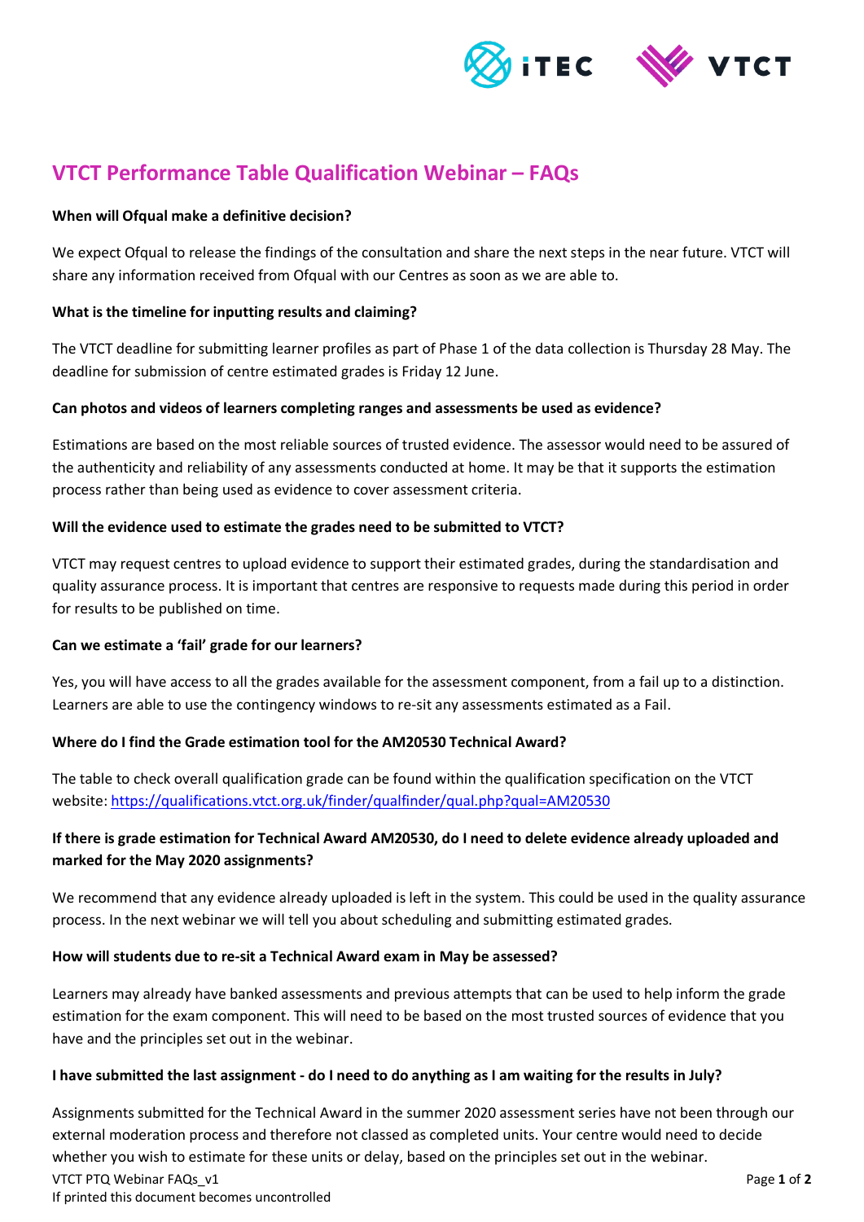# VTCT Performance Table Qualification Webinar – FAQs

**When will Ofqual make a definitive decision?**

We expect Ofqual to release the findings of the consultation and share the next steps in the near future. VTCT will share any information received from Ofqual with our Centres as soon as we are able to.

**What is the timeline for inputting results and claiming?**

The VTCT deadline for submitting learner profiles as part of Phase 1 of the data collection is Thursday 28 May. The deadline for submission of centre estimated grades is Friday 12 June.

**Can photos and videos of learners completing ranges and assessments be used as evidence?**

Estimations are based on the most reliable sources of trusted evidence. The assessor would need to be assured of the authenticity and reliability of any assessments conducted at home. It may be that it supports the estimation process rather than being used as evidence to cover assessment criteria.

**Will the evidence used to estimate the grades need to be submitted to VTCT?**

VTCT may request centres to upload evidence to support their estimated grades, during the standardisation and quality assurance process. It is important that centres are responsive to requests made during this period in order for results to be published on time.

**Can we estimate a 'fail' grade for our learners?**

Yes, you will have access to all the grades available for the assessment component, from a fail up to a distinction. Learners are able to use the contingency windows to re-sit any assessments estimated as a Fail.

**Where do I find the Grade estimation tool for the AM20530 Technical Award?**

The table to check overall qualification grade can be found within the qualification specification on the VTCT website: https://qualifications.vtct.org.uk/finder/qualfinder/qual.php?qual=AM20530

**If there is grade estimation for Technical Award AM20530, do I need to delete evidence already uploaded and marked for the May 2020 assignments?**

We recommend that any evidence already uploaded is left in the system. This could be used in the quality assurance process. In the next webinar we will tell you about scheduling and submitting estimated grades.

**How will students due to re-sit a Technical Award exam in May be assessed?**

Learners may already have banked assessments and previous attempts that can be used to help inform the grade estimation for the exam component. This will need to be based on the most trusted sources of evidence that you have and the principles set out in the webinar.

**I have submitted the last assignment - do I need to do anything as I am waiting for the results in July?**

Assignments submitted for the Technical Award in the summer 2020 assessment series have not been through our external moderation process and therefore not classed as completed units. Your centre would need to decide whether you wish to estimate for these units or delay, based on the principles set out in the webinar.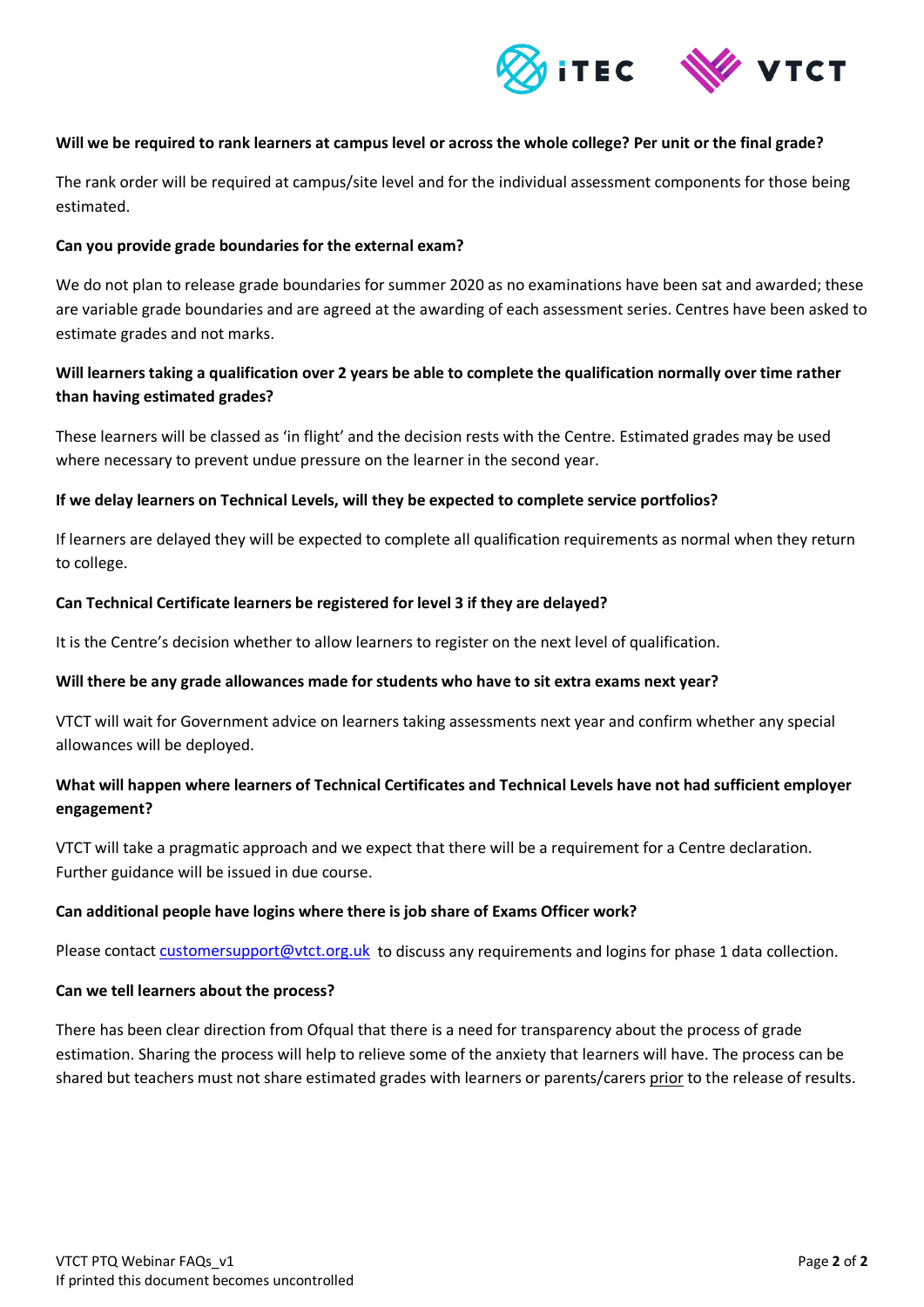**Will we be required to rank learners at campus level or across the whole college? Per unit or the final grade?**

The rank order will be required at campus/site level and for the individual assessment components for those being estimated.

**Can you provide grade boundaries for the external exam?**

We do not plan to release grade boundaries for summer 2020 as no examinations have been sat and awarded; these are variable grade boundaries and are agreed at the awarding of each assessment series. Centres have been asked to estimate grades and not marks.

**Will learners taking a qualification over 2 years be able to complete the qualification normally over time rather than having estimated grades?**

These learners will be classed as 'in flight' and the decision rests with the Centre. Estimated grades may be used where necessary to prevent undue pressure on the learner in the second year.

**If we delay learners on Technical Levels, will they be expected to complete service portfolios?**

If learners are delayed they will be expected to complete all qualification requirements as normal when they return to college.

**Can Technical Certificate learners be registered for level 3 if they are delayed?**

It is the Centre's decision whether to allow learners to register on the next level of qualification.

**Will there be any grade allowances made for students who have to sit extra exams next year?**

VTCT will wait for Government advice on learners taking assessments next year and confirm whether any special allowances will be deployed.

**What will happen where learners of Technical Certificates and Technical Levels have not had sufficient employer engagement?**

VTCT will take a pragmatic approach and we expect that there will be a requirement for a Centre declaration. Further guidance will be issued in due course.

**Can additional people have logins where there is job share of Exams Officer work?**

Please contact customersupport@vtct.org.uk to discuss any requirements and logins for phase 1 data collection.

**Can we tell learners about the process?**

There has been clear direction from Ofqual that there is a need for transparency about the process of grade estimation. Sharing the process will help to relieve some of the anxiety that learners will have. The process can be shared but teachers must not share estimated grades with learners or parents/carers prior to the release of results.